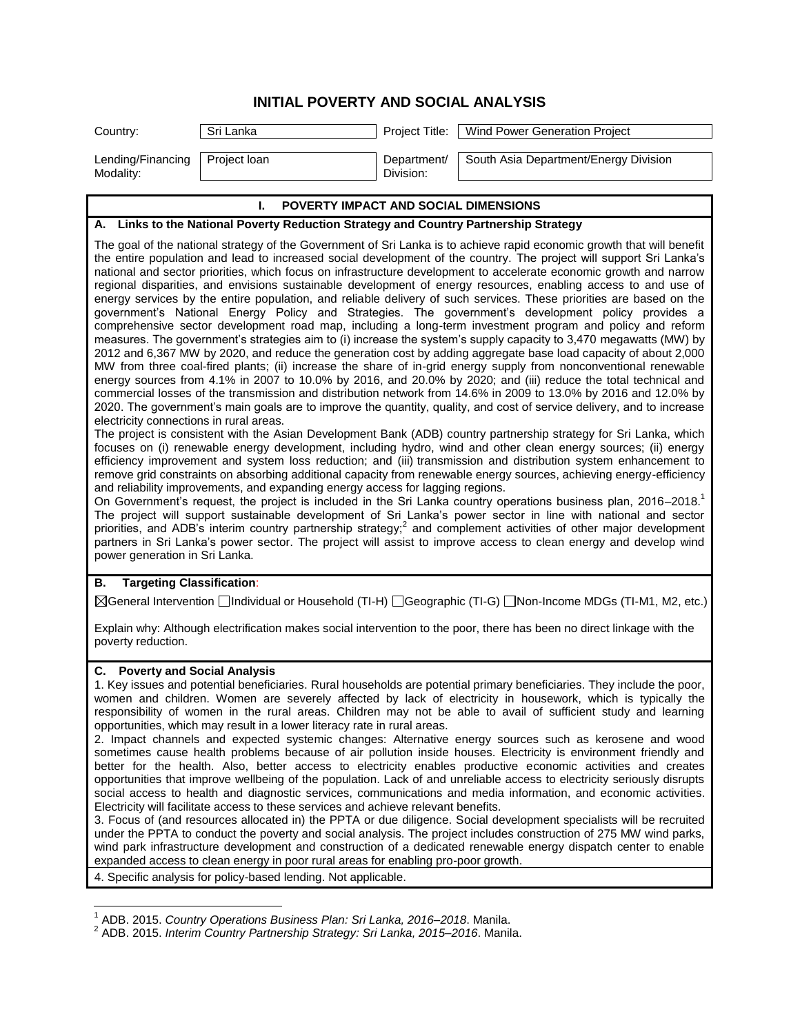# INITIAL POVERTY AND SOCIAL ANALYSIS

| Country: | Sri Lanka | Project Title: | Wind Power Generation Project |
|---|---|---|---|
| Lending/Financing Modality: | Project loan | Department/ Division: | South Asia Department/Energy Division |

## I. POVERTY IMPACT AND SOCIAL DIMENSIONS

### A. Links to the National Poverty Reduction Strategy and Country Partnership Strategy

The goal of the national strategy of the Government of Sri Lanka is to achieve rapid economic growth that will benefit the entire population and lead to increased social development of the country. The project will support Sri Lanka's national and sector priorities, which focus on infrastructure development to accelerate economic growth and narrow regional disparities, and envisions sustainable development of energy resources, enabling access to and use of energy services by the entire population, and reliable delivery of such services. These priorities are based on the government's National Energy Policy and Strategies. The government's development policy provides a comprehensive sector development road map, including a long-term investment program and policy and reform measures. The government's strategies aim to (i) increase the system's supply capacity to 3,470 megawatts (MW) by 2012 and 6,367 MW by 2020, and reduce the generation cost by adding aggregate base load capacity of about 2,000 MW from three coal-fired plants; (ii) increase the share of in-grid energy supply from nonconventional renewable energy sources from 4.1% in 2007 to 10.0% by 2016, and 20.0% by 2020; and (iii) reduce the total technical and commercial losses of the transmission and distribution network from 14.6% in 2009 to 13.0% by 2016 and 12.0% by 2020. The government's main goals are to improve the quantity, quality, and cost of service delivery, and to increase electricity connections in rural areas.

The project is consistent with the Asian Development Bank (ADB) country partnership strategy for Sri Lanka, which focuses on (i) renewable energy development, including hydro, wind and other clean energy sources; (ii) energy efficiency improvement and system loss reduction; and (iii) transmission and distribution system enhancement to remove grid constraints on absorbing additional capacity from renewable energy sources, achieving energy-efficiency and reliability improvements, and expanding energy access for lagging regions.

On Government's request, the project is included in the Sri Lanka country operations business plan, 2016–2018.[1] The project will support sustainable development of Sri Lanka's power sector in line with national and sector priorities, and ADB's interim country partnership strategy;[2] and complement activities of other major development partners in Sri Lanka's power sector. The project will assist to improve access to clean energy and develop wind power generation in Sri Lanka.

### B. Targeting Classification:

☒General Intervention ☐Individual or Household (TI-H) ☐Geographic (TI-G) ☐Non-Income MDGs (TI-M1, M2, etc.)

Explain why: Although electrification makes social intervention to the poor, there has been no direct linkage with the poverty reduction.

### C. Poverty and Social Analysis

1. Key issues and potential beneficiaries. Rural households are potential primary beneficiaries. They include the poor, women and children. Women are severely affected by lack of electricity in housework, which is typically the responsibility of women in the rural areas. Children may not be able to avail of sufficient study and learning opportunities, which may result in a lower literacy rate in rural areas.
2. Impact channels and expected systemic changes: Alternative energy sources such as kerosene and wood sometimes cause health problems because of air pollution inside houses. Electricity is environment friendly and better for the health. Also, better access to electricity enables productive economic activities and creates opportunities that improve wellbeing of the population. Lack of and unreliable access to electricity seriously disrupts social access to health and diagnostic services, communications and media information, and economic activities. Electricity will facilitate access to these services and achieve relevant benefits.
3. Focus of (and resources allocated in) the PPTA or due diligence. Social development specialists will be recruited under the PPTA to conduct the poverty and social analysis. The project includes construction of 275 MW wind parks, wind park infrastructure development and construction of a dedicated renewable energy dispatch center to enable expanded access to clean energy in poor rural areas for enabling pro-poor growth.
4. Specific analysis for policy-based lending. Not applicable.

---

[1] ADB. 2015. *Country Operations Business Plan: Sri Lanka, 2016–2018*. Manila.
[2] ADB. 2015. *Interim Country Partnership Strategy: Sri Lanka, 2015–2016*. Manila.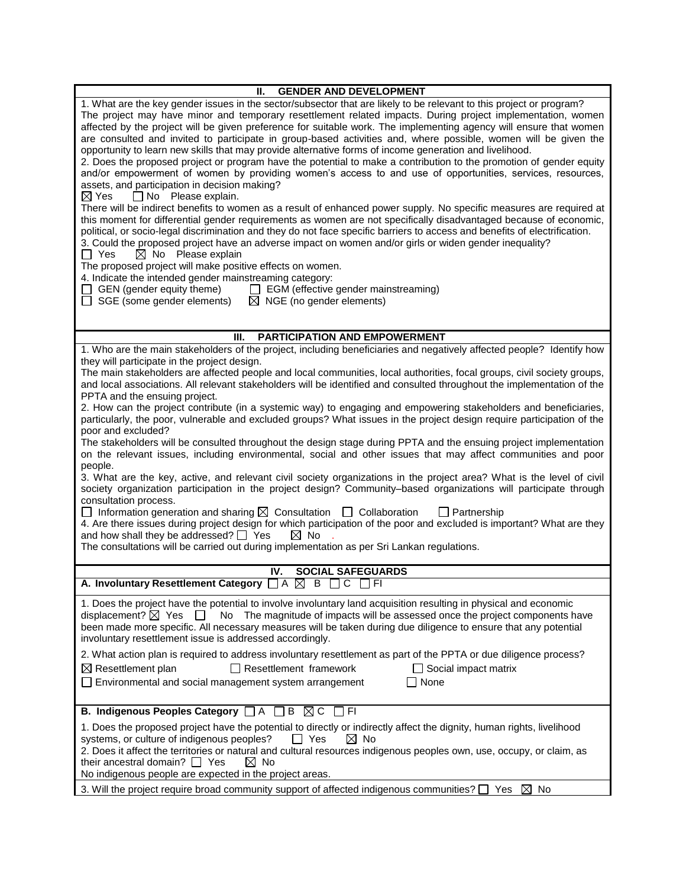## II. GENDER AND DEVELOPMENT

1. What are the key gender issues in the sector/subsector that are likely to be relevant to this project or program?
The project may have minor and temporary resettlement related impacts. During project implementation, women affected by the project will be given preference for suitable work. The implementing agency will ensure that women are consulted and invited to participate in group-based activities and, where possible, women will be given the opportunity to learn new skills that may provide alternative forms of income generation and livelihood.

2. Does the proposed project or program have the potential to make a contribution to the promotion of gender equity and/or empowerment of women by providing women's access to and use of opportunities, services, resources, assets, and participation in decision making?
☒ Yes ☐ No Please explain.
There will be indirect benefits to women as a result of enhanced power supply. No specific measures are required at this moment for differential gender requirements as women are not specifically disadvantaged because of economic, political, or socio-legal discrimination and they do not face specific barriers to access and benefits of electrification.

3. Could the proposed project have an adverse impact on women and/or girls or widen gender inequality?
☐ Yes ☒ No Please explain
The proposed project will make positive effects on women.

4. Indicate the intended gender mainstreaming category:
☐ GEN (gender equity theme) ☐ EGM (effective gender mainstreaming)
☐ SGE (some gender elements) ☒ NGE (no gender elements)

## III. PARTICIPATION AND EMPOWERMENT

1. Who are the main stakeholders of the project, including beneficiaries and negatively affected people? Identify how they will participate in the project design.
The main stakeholders are affected people and local communities, local authorities, focal groups, civil society groups, and local associations. All relevant stakeholders will be identified and consulted throughout the implementation of the PPTA and the ensuing project.

2. How can the project contribute (in a systemic way) to engaging and empowering stakeholders and beneficiaries, particularly, the poor, vulnerable and excluded groups? What issues in the project design require participation of the poor and excluded?
The stakeholders will be consulted throughout the design stage during PPTA and the ensuing project implementation on the relevant issues, including environmental, social and other issues that may affect communities and poor people.

3. What are the key, active, and relevant civil society organizations in the project area? What is the level of civil society organization participation in the project design? Community–based organizations will participate through consultation process.
☐ Information generation and sharing ☒ Consultation ☐ Collaboration ☐ Partnership

4. Are there issues during project design for which participation of the poor and excluded is important? What are they and how shall they be addressed? ☐ Yes ☒ No .
The consultations will be carried out during implementation as per Sri Lankan regulations.

## IV. SOCIAL SAFEGUARDS

**A. Involuntary Resettlement Category** ☐ A ☒ B ☐ C ☐ FI

1. Does the project have the potential to involve involuntary land acquisition resulting in physical and economic displacement? ☒ Yes ☐ No The magnitude of impacts will be assessed once the project components have been made more specific. All necessary measures will be taken during due diligence to ensure that any potential involuntary resettlement issue is addressed accordingly.

2. What action plan is required to address involuntary resettlement as part of the PPTA or due diligence process?
☒ Resettlement plan ☐ Resettlement framework ☐ Social impact matrix
☐ Environmental and social management system arrangement ☐ None

**B. Indigenous Peoples Category** ☐ A ☐ B ☒ C ☐ FI

1. Does the proposed project have the potential to directly or indirectly affect the dignity, human rights, livelihood systems, or culture of indigenous peoples? ☐ Yes ☒ No

2. Does it affect the territories or natural and cultural resources indigenous peoples own, use, occupy, or claim, as their ancestral domain? ☐ Yes ☒ No
No indigenous people are expected in the project areas.

3. Will the project require broad community support of affected indigenous communities? ☐ Yes ☒ No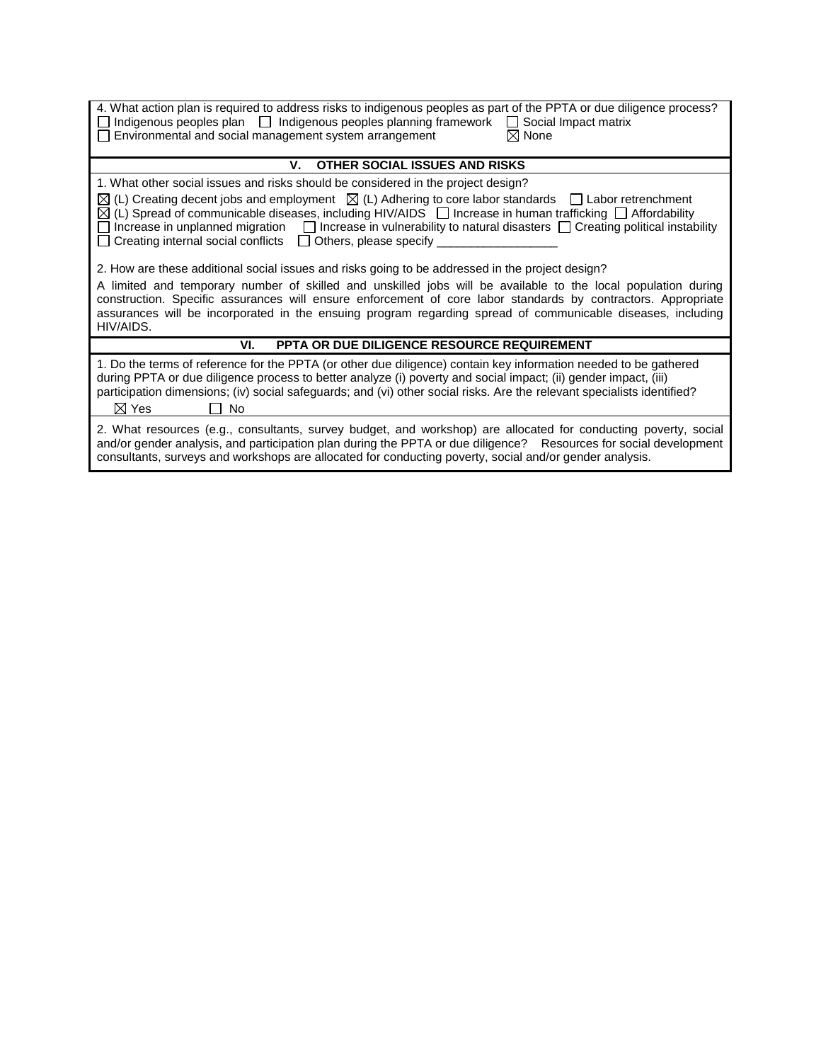4. What action plan is required to address risks to indigenous peoples as part of the PPTA or due diligence process?

☐ Indigenous peoples plan ☐ Indigenous peoples planning framework ☐ Social Impact matrix
☐ Environmental and social management system arrangement ☒ None

## V. OTHER SOCIAL ISSUES AND RISKS

1. What other social issues and risks should be considered in the project design?

☒ (L) Creating decent jobs and employment ☒ (L) Adhering to core labor standards ☐ Labor retrenchment
☒ (L) Spread of communicable diseases, including HIV/AIDS ☐ Increase in human trafficking ☐ Affordability
☐ Increase in unplanned migration ☐ Increase in vulnerability to natural disasters ☐ Creating political instability
☐ Creating internal social conflicts ☐ Others, please specify __________________

2. How are these additional social issues and risks going to be addressed in the project design?

A limited and temporary number of skilled and unskilled jobs will be available to the local population during construction. Specific assurances will ensure enforcement of core labor standards by contractors. Appropriate assurances will be incorporated in the ensuing program regarding spread of communicable diseases, including HIV/AIDS.

## VI. PPTA OR DUE DILIGENCE RESOURCE REQUIREMENT

1. Do the terms of reference for the PPTA (or other due diligence) contain key information needed to be gathered during PPTA or due diligence process to better analyze (i) poverty and social impact; (ii) gender impact, (iii) participation dimensions; (iv) social safeguards; and (vi) other social risks. Are the relevant specialists identified?

☒ Yes ☐ No

2. What resources (e.g., consultants, survey budget, and workshop) are allocated for conducting poverty, social and/or gender analysis, and participation plan during the PPTA or due diligence? Resources for social development consultants, surveys and workshops are allocated for conducting poverty, social and/or gender analysis.